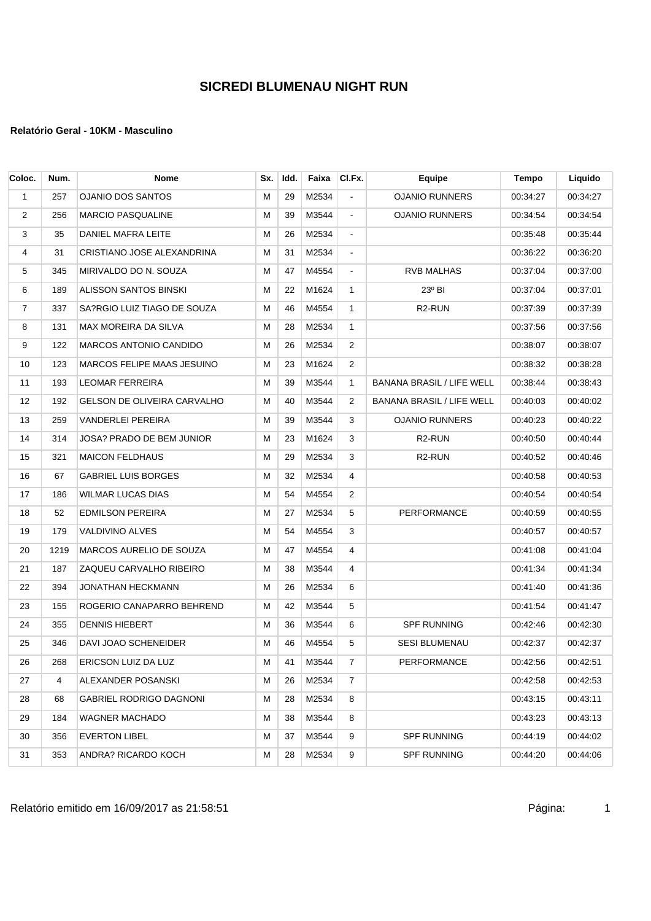# SICREDI BLUMENAU NIGHT RUN

**Relatório Geral - 10KM - Masculino**

| Coloc. | Num. | Nome | Sx. | Idd. | Faixa | Cl.Fx. | Equipe | Tempo | Liquido |
|---|---|---|---|---|---|---|---|---|---|
| 1 | 257 | OJANIO DOS SANTOS | M | 29 | M2534 | - | OJANIO RUNNERS | 00:34:27 | 00:34:27 |
| 2 | 256 | MARCIO PASQUALINE | M | 39 | M3544 | - | OJANIO RUNNERS | 00:34:54 | 00:34:54 |
| 3 | 35 | DANIEL MAFRA LEITE | M | 26 | M2534 | - | | 00:35:48 | 00:35:44 |
| 4 | 31 | CRISTIANO JOSE ALEXANDRINA | M | 31 | M2534 | - | | 00:36:22 | 00:36:20 |
| 5 | 345 | MIRIVALDO DO N. SOUZA | M | 47 | M4554 | - | RVB MALHAS | 00:37:04 | 00:37:00 |
| 6 | 189 | ALISSON SANTOS BINSKI | M | 22 | M1624 | 1 | 23º BI | 00:37:04 | 00:37:01 |
| 7 | 337 | SA?RGIO LUIZ TIAGO DE SOUZA | M | 46 | M4554 | 1 | R2-RUN | 00:37:39 | 00:37:39 |
| 8 | 131 | MAX MOREIRA DA SILVA | M | 28 | M2534 | 1 | | 00:37:56 | 00:37:56 |
| 9 | 122 | MARCOS ANTONIO CANDIDO | M | 26 | M2534 | 2 | | 00:38:07 | 00:38:07 |
| 10 | 123 | MARCOS FELIPE MAAS JESUINO | M | 23 | M1624 | 2 | | 00:38:32 | 00:38:28 |
| 11 | 193 | LEOMAR FERREIRA | M | 39 | M3544 | 1 | BANANA BRASIL / LIFE WELL | 00:38:44 | 00:38:43 |
| 12 | 192 | GELSON DE OLIVEIRA CARVALHO | M | 40 | M3544 | 2 | BANANA BRASIL / LIFE WELL | 00:40:03 | 00:40:02 |
| 13 | 259 | VANDERLEI PEREIRA | M | 39 | M3544 | 3 | OJANIO RUNNERS | 00:40:23 | 00:40:22 |
| 14 | 314 | JOSA? PRADO DE BEM JUNIOR | M | 23 | M1624 | 3 | R2-RUN | 00:40:50 | 00:40:44 |
| 15 | 321 | MAICON FELDHAUS | M | 29 | M2534 | 3 | R2-RUN | 00:40:52 | 00:40:46 |
| 16 | 67 | GABRIEL LUIS BORGES | M | 32 | M2534 | 4 | | 00:40:58 | 00:40:53 |
| 17 | 186 | WILMAR LUCAS DIAS | M | 54 | M4554 | 2 | | 00:40:54 | 00:40:54 |
| 18 | 52 | EDMILSON PEREIRA | M | 27 | M2534 | 5 | PERFORMANCE | 00:40:59 | 00:40:55 |
| 19 | 179 | VALDIVINO ALVES | M | 54 | M4554 | 3 | | 00:40:57 | 00:40:57 |
| 20 | 1219 | MARCOS AURELIO DE SOUZA | M | 47 | M4554 | 4 | | 00:41:08 | 00:41:04 |
| 21 | 187 | ZAQUEU CARVALHO RIBEIRO | M | 38 | M3544 | 4 | | 00:41:34 | 00:41:34 |
| 22 | 394 | JONATHAN HECKMANN | M | 26 | M2534 | 6 | | 00:41:40 | 00:41:36 |
| 23 | 155 | ROGERIO CANAPARRO BEHREND | M | 42 | M3544 | 5 | | 00:41:54 | 00:41:47 |
| 24 | 355 | DENNIS HIEBERT | M | 36 | M3544 | 6 | SPF RUNNING | 00:42:46 | 00:42:30 |
| 25 | 346 | DAVI JOAO SCHENEIDER | M | 46 | M4554 | 5 | SESI BLUMENAU | 00:42:37 | 00:42:37 |
| 26 | 268 | ERICSON LUIZ DA LUZ | M | 41 | M3544 | 7 | PERFORMANCE | 00:42:56 | 00:42:51 |
| 27 | 4 | ALEXANDER POSANSKI | M | 26 | M2534 | 7 | | 00:42:58 | 00:42:53 |
| 28 | 68 | GABRIEL RODRIGO DAGNONI | M | 28 | M2534 | 8 | | 00:43:15 | 00:43:11 |
| 29 | 184 | WAGNER MACHADO | M | 38 | M3544 | 8 | | 00:43:23 | 00:43:13 |
| 30 | 356 | EVERTON LIBEL | M | 37 | M3544 | 9 | SPF RUNNING | 00:44:19 | 00:44:02 |
| 31 | 353 | ANDRA? RICARDO KOCH | M | 28 | M2534 | 9 | SPF RUNNING | 00:44:20 | 00:44:06 |

Relatório emitido em 16/09/2017 as 21:58:51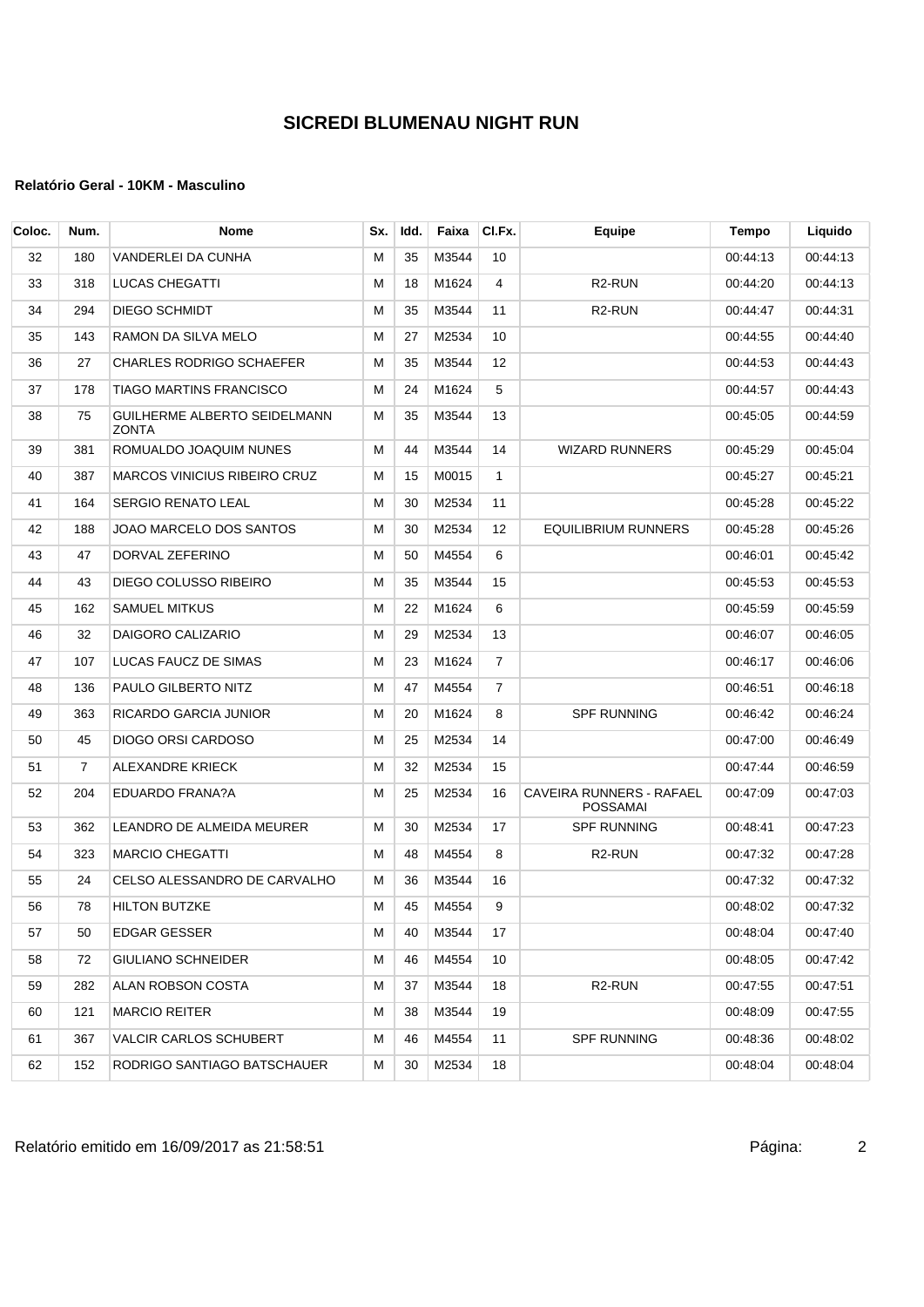# SICREDI BLUMENAU NIGHT RUN

**Relatório Geral - 10KM - Masculino**

| Coloc. | Num. | Nome | Sx. | Idd. | Faixa | Cl.Fx. | Equipe | Tempo | Liquido |
|---|---|---|---|---|---|---|---|---|---|
| 32 | 180 | VANDERLEI DA CUNHA | M | 35 | M3544 | 10 | | 00:44:13 | 00:44:13 |
| 33 | 318 | LUCAS CHEGATTI | M | 18 | M1624 | 4 | R2-RUN | 00:44:20 | 00:44:13 |
| 34 | 294 | DIEGO SCHMIDT | M | 35 | M3544 | 11 | R2-RUN | 00:44:47 | 00:44:31 |
| 35 | 143 | RAMON DA SILVA MELO | M | 27 | M2534 | 10 | | 00:44:55 | 00:44:40 |
| 36 | 27 | CHARLES RODRIGO SCHAEFER | M | 35 | M3544 | 12 | | 00:44:53 | 00:44:43 |
| 37 | 178 | TIAGO MARTINS FRANCISCO | M | 24 | M1624 | 5 | | 00:44:57 | 00:44:43 |
| 38 | 75 | GUILHERME ALBERTO SEIDELMANN ZONTA | M | 35 | M3544 | 13 | | 00:45:05 | 00:44:59 |
| 39 | 381 | ROMUALDO JOAQUIM NUNES | M | 44 | M3544 | 14 | WIZARD RUNNERS | 00:45:29 | 00:45:04 |
| 40 | 387 | MARCOS VINICIUS RIBEIRO CRUZ | M | 15 | M0015 | 1 | | 00:45:27 | 00:45:21 |
| 41 | 164 | SERGIO RENATO LEAL | M | 30 | M2534 | 11 | | 00:45:28 | 00:45:22 |
| 42 | 188 | JOAO MARCELO DOS SANTOS | M | 30 | M2534 | 12 | EQUILIBRIUM RUNNERS | 00:45:28 | 00:45:26 |
| 43 | 47 | DORVAL ZEFERINO | M | 50 | M4554 | 6 | | 00:46:01 | 00:45:42 |
| 44 | 43 | DIEGO COLUSSO RIBEIRO | M | 35 | M3544 | 15 | | 00:45:53 | 00:45:53 |
| 45 | 162 | SAMUEL MITKUS | M | 22 | M1624 | 6 | | 00:45:59 | 00:45:59 |
| 46 | 32 | DAIGORO CALIZARIO | M | 29 | M2534 | 13 | | 00:46:07 | 00:46:05 |
| 47 | 107 | LUCAS FAUCZ DE SIMAS | M | 23 | M1624 | 7 | | 00:46:17 | 00:46:06 |
| 48 | 136 | PAULO GILBERTO NITZ | M | 47 | M4554 | 7 | | 00:46:51 | 00:46:18 |
| 49 | 363 | RICARDO GARCIA JUNIOR | M | 20 | M1624 | 8 | SPF RUNNING | 00:46:42 | 00:46:24 |
| 50 | 45 | DIOGO ORSI CARDOSO | M | 25 | M2534 | 14 | | 00:47:00 | 00:46:49 |
| 51 | 7 | ALEXANDRE KRIECK | M | 32 | M2534 | 15 | | 00:47:44 | 00:46:59 |
| 52 | 204 | EDUARDO FRANA?A | M | 25 | M2534 | 16 | CAVEIRA RUNNERS - RAFAEL POSSAMAI | 00:47:09 | 00:47:03 |
| 53 | 362 | LEANDRO DE ALMEIDA MEURER | M | 30 | M2534 | 17 | SPF RUNNING | 00:48:41 | 00:47:23 |
| 54 | 323 | MARCIO CHEGATTI | M | 48 | M4554 | 8 | R2-RUN | 00:47:32 | 00:47:28 |
| 55 | 24 | CELSO ALESSANDRO DE CARVALHO | M | 36 | M3544 | 16 | | 00:47:32 | 00:47:32 |
| 56 | 78 | HILTON BUTZKE | M | 45 | M4554 | 9 | | 00:48:02 | 00:47:32 |
| 57 | 50 | EDGAR GESSER | M | 40 | M3544 | 17 | | 00:48:04 | 00:47:40 |
| 58 | 72 | GIULIANO SCHNEIDER | M | 46 | M4554 | 10 | | 00:48:05 | 00:47:42 |
| 59 | 282 | ALAN ROBSON COSTA | M | 37 | M3544 | 18 | R2-RUN | 00:47:55 | 00:47:51 |
| 60 | 121 | MARCIO REITER | M | 38 | M3544 | 19 | | 00:48:09 | 00:47:55 |
| 61 | 367 | VALCIR CARLOS SCHUBERT | M | 46 | M4554 | 11 | SPF RUNNING | 00:48:36 | 00:48:02 |
| 62 | 152 | RODRIGO SANTIAGO BATSCHAUER | M | 30 | M2534 | 18 | | 00:48:04 | 00:48:04 |

Relatório emitido em 16/09/2017 as 21:58:51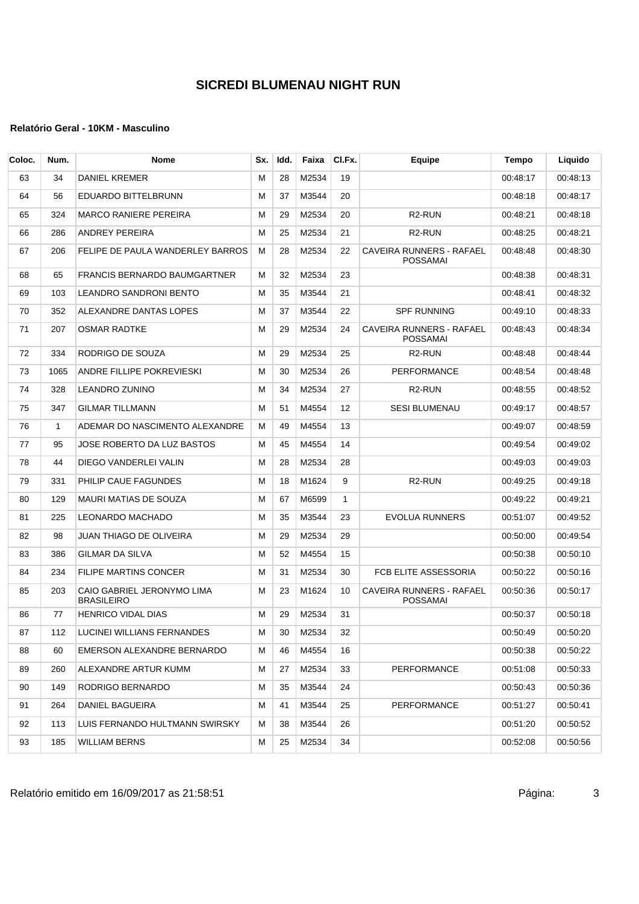# SICREDI BLUMENAU NIGHT RUN

**Relatório Geral - 10KM - Masculino**

| Coloc. | Num. | Nome | Sx. | Idd. | Faixa | Cl.Fx. | Equipe | Tempo | Liquido |
|---|---|---|---|---|---|---|---|---|---|
| 63 | 34 | DANIEL KREMER | M | 28 | M2534 | 19 | | 00:48:17 | 00:48:13 |
| 64 | 56 | EDUARDO BITTELBRUNN | M | 37 | M3544 | 20 | | 00:48:18 | 00:48:17 |
| 65 | 324 | MARCO RANIERE PEREIRA | M | 29 | M2534 | 20 | R2-RUN | 00:48:21 | 00:48:18 |
| 66 | 286 | ANDREY PEREIRA | M | 25 | M2534 | 21 | R2-RUN | 00:48:25 | 00:48:21 |
| 67 | 206 | FELIPE DE PAULA WANDERLEY BARROS | M | 28 | M2534 | 22 | CAVEIRA RUNNERS - RAFAEL POSSAMAI | 00:48:48 | 00:48:30 |
| 68 | 65 | FRANCIS BERNARDO BAUMGARTNER | M | 32 | M2534 | 23 | | 00:48:38 | 00:48:31 |
| 69 | 103 | LEANDRO SANDRONI BENTO | M | 35 | M3544 | 21 | | 00:48:41 | 00:48:32 |
| 70 | 352 | ALEXANDRE DANTAS LOPES | M | 37 | M3544 | 22 | SPF RUNNING | 00:49:10 | 00:48:33 |
| 71 | 207 | OSMAR RADTKE | M | 29 | M2534 | 24 | CAVEIRA RUNNERS - RAFAEL POSSAMAI | 00:48:43 | 00:48:34 |
| 72 | 334 | RODRIGO DE SOUZA | M | 29 | M2534 | 25 | R2-RUN | 00:48:48 | 00:48:44 |
| 73 | 1065 | ANDRE FILLIPE POKREVIESKI | M | 30 | M2534 | 26 | PERFORMANCE | 00:48:54 | 00:48:48 |
| 74 | 328 | LEANDRO ZUNINO | M | 34 | M2534 | 27 | R2-RUN | 00:48:55 | 00:48:52 |
| 75 | 347 | GILMAR TILLMANN | M | 51 | M4554 | 12 | SESI BLUMENAU | 00:49:17 | 00:48:57 |
| 76 | 1 | ADEMAR DO NASCIMENTO ALEXANDRE | M | 49 | M4554 | 13 | | 00:49:07 | 00:48:59 |
| 77 | 95 | JOSE ROBERTO DA LUZ BASTOS | M | 45 | M4554 | 14 | | 00:49:54 | 00:49:02 |
| 78 | 44 | DIEGO VANDERLEI VALIN | M | 28 | M2534 | 28 | | 00:49:03 | 00:49:03 |
| 79 | 331 | PHILIP CAUE FAGUNDES | M | 18 | M1624 | 9 | R2-RUN | 00:49:25 | 00:49:18 |
| 80 | 129 | MAURI MATIAS DE SOUZA | M | 67 | M6599 | 1 | | 00:49:22 | 00:49:21 |
| 81 | 225 | LEONARDO MACHADO | M | 35 | M3544 | 23 | EVOLUA RUNNERS | 00:51:07 | 00:49:52 |
| 82 | 98 | JUAN THIAGO DE OLIVEIRA | M | 29 | M2534 | 29 | | 00:50:00 | 00:49:54 |
| 83 | 386 | GILMAR DA SILVA | M | 52 | M4554 | 15 | | 00:50:38 | 00:50:10 |
| 84 | 234 | FILIPE MARTINS CONCER | M | 31 | M2534 | 30 | FCB ELITE ASSESSORIA | 00:50:22 | 00:50:16 |
| 85 | 203 | CAIO GABRIEL JERONYMO LIMA BRASILEIRO | M | 23 | M1624 | 10 | CAVEIRA RUNNERS - RAFAEL POSSAMAI | 00:50:36 | 00:50:17 |
| 86 | 77 | HENRICO VIDAL DIAS | M | 29 | M2534 | 31 | | 00:50:37 | 00:50:18 |
| 87 | 112 | LUCINEI WILLIANS FERNANDES | M | 30 | M2534 | 32 | | 00:50:49 | 00:50:20 |
| 88 | 60 | EMERSON ALEXANDRE BERNARDO | M | 46 | M4554 | 16 | | 00:50:38 | 00:50:22 |
| 89 | 260 | ALEXANDRE ARTUR KUMM | M | 27 | M2534 | 33 | PERFORMANCE | 00:51:08 | 00:50:33 |
| 90 | 149 | RODRIGO BERNARDO | M | 35 | M3544 | 24 | | 00:50:43 | 00:50:36 |
| 91 | 264 | DANIEL BAGUEIRA | M | 41 | M3544 | 25 | PERFORMANCE | 00:51:27 | 00:50:41 |
| 92 | 113 | LUIS FERNANDO HULTMANN SWIRSKY | M | 38 | M3544 | 26 | | 00:51:20 | 00:50:52 |
| 93 | 185 | WILLIAM BERNS | M | 25 | M2534 | 34 | | 00:52:08 | 00:50:56 |

Relatório emitido em 16/09/2017 as 21:58:51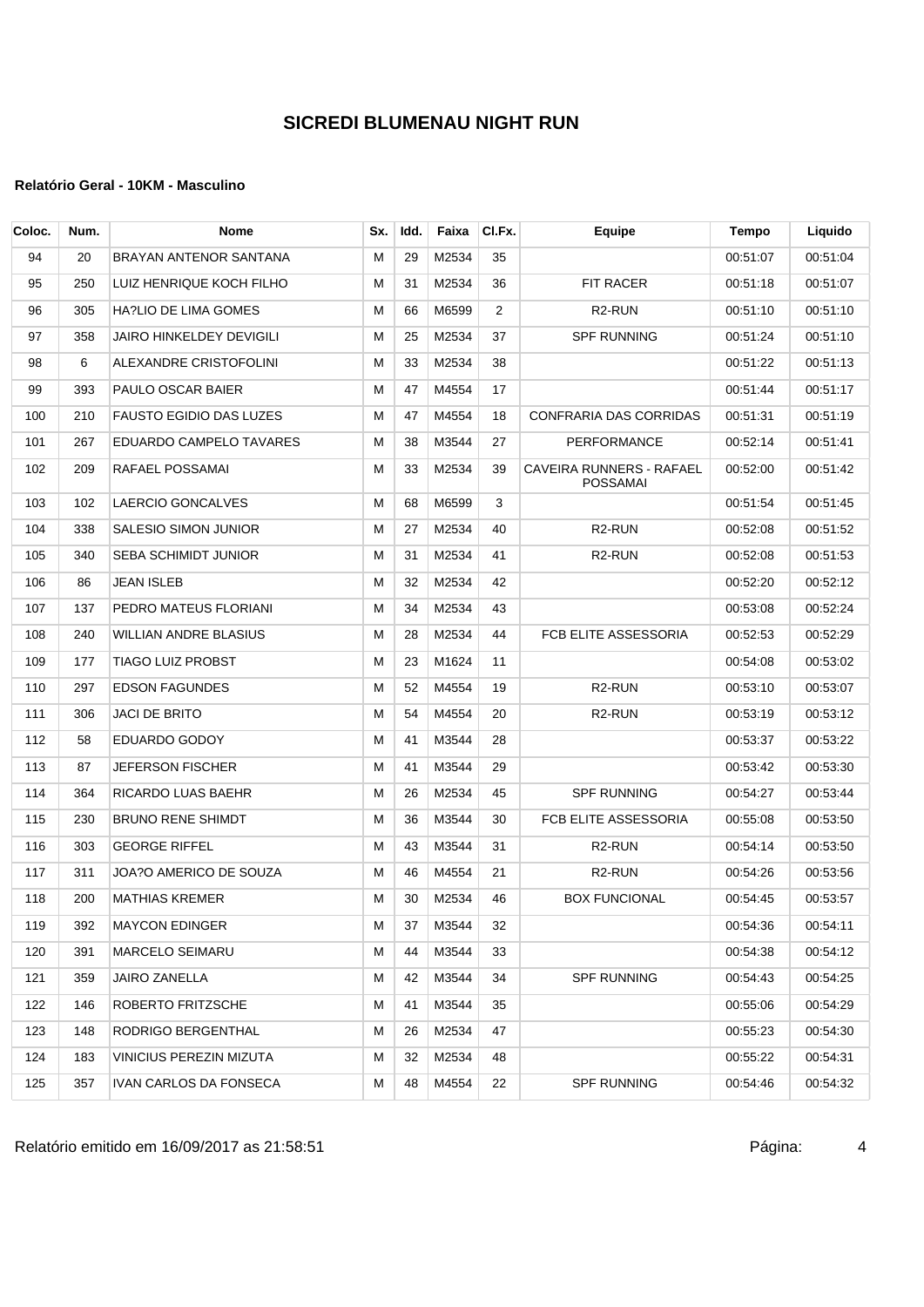# SICREDI BLUMENAU NIGHT RUN

**Relatório Geral - 10KM - Masculino**

| Coloc. | Num. | Nome | Sx. | Idd. | Faixa | Cl.Fx. | Equipe | Tempo | Liquido |
|---|---|---|---|---|---|---|---|---|---|
| 94 | 20 | BRAYAN ANTENOR SANTANA | M | 29 | M2534 | 35 | | 00:51:07 | 00:51:04 |
| 95 | 250 | LUIZ HENRIQUE KOCH FILHO | M | 31 | M2534 | 36 | FIT RACER | 00:51:18 | 00:51:07 |
| 96 | 305 | HA?LIO DE LIMA GOMES | M | 66 | M6599 | 2 | R2-RUN | 00:51:10 | 00:51:10 |
| 97 | 358 | JAIRO HINKELDEY DEVIGILI | M | 25 | M2534 | 37 | SPF RUNNING | 00:51:24 | 00:51:10 |
| 98 | 6 | ALEXANDRE CRISTOFOLINI | M | 33 | M2534 | 38 | | 00:51:22 | 00:51:13 |
| 99 | 393 | PAULO OSCAR BAIER | M | 47 | M4554 | 17 | | 00:51:44 | 00:51:17 |
| 100 | 210 | FAUSTO EGIDIO DAS LUZES | M | 47 | M4554 | 18 | CONFRARIA DAS CORRIDAS | 00:51:31 | 00:51:19 |
| 101 | 267 | EDUARDO CAMPELO TAVARES | M | 38 | M3544 | 27 | PERFORMANCE | 00:52:14 | 00:51:41 |
| 102 | 209 | RAFAEL POSSAMAI | M | 33 | M2534 | 39 | CAVEIRA RUNNERS - RAFAEL POSSAMAI | 00:52:00 | 00:51:42 |
| 103 | 102 | LAERCIO GONCALVES | M | 68 | M6599 | 3 | | 00:51:54 | 00:51:45 |
| 104 | 338 | SALESIO SIMON JUNIOR | M | 27 | M2534 | 40 | R2-RUN | 00:52:08 | 00:51:52 |
| 105 | 340 | SEBA SCHIMIDT JUNIOR | M | 31 | M2534 | 41 | R2-RUN | 00:52:08 | 00:51:53 |
| 106 | 86 | JEAN ISLEB | M | 32 | M2534 | 42 | | 00:52:20 | 00:52:12 |
| 107 | 137 | PEDRO MATEUS FLORIANI | M | 34 | M2534 | 43 | | 00:53:08 | 00:52:24 |
| 108 | 240 | WILLIAN ANDRE BLASIUS | M | 28 | M2534 | 44 | FCB ELITE ASSESSORIA | 00:52:53 | 00:52:29 |
| 109 | 177 | TIAGO LUIZ PROBST | M | 23 | M1624 | 11 | | 00:54:08 | 00:53:02 |
| 110 | 297 | EDSON FAGUNDES | M | 52 | M4554 | 19 | R2-RUN | 00:53:10 | 00:53:07 |
| 111 | 306 | JACI DE BRITO | M | 54 | M4554 | 20 | R2-RUN | 00:53:19 | 00:53:12 |
| 112 | 58 | EDUARDO GODOY | M | 41 | M3544 | 28 | | 00:53:37 | 00:53:22 |
| 113 | 87 | JEFERSON FISCHER | M | 41 | M3544 | 29 | | 00:53:42 | 00:53:30 |
| 114 | 364 | RICARDO LUAS BAEHR | M | 26 | M2534 | 45 | SPF RUNNING | 00:54:27 | 00:53:44 |
| 115 | 230 | BRUNO RENE SHIMDT | M | 36 | M3544 | 30 | FCB ELITE ASSESSORIA | 00:55:08 | 00:53:50 |
| 116 | 303 | GEORGE RIFFEL | M | 43 | M3544 | 31 | R2-RUN | 00:54:14 | 00:53:50 |
| 117 | 311 | JOA?O AMERICO DE SOUZA | M | 46 | M4554 | 21 | R2-RUN | 00:54:26 | 00:53:56 |
| 118 | 200 | MATHIAS KREMER | M | 30 | M2534 | 46 | BOX FUNCIONAL | 00:54:45 | 00:53:57 |
| 119 | 392 | MAYCON EDINGER | M | 37 | M3544 | 32 | | 00:54:36 | 00:54:11 |
| 120 | 391 | MARCELO SEIMARU | M | 44 | M3544 | 33 | | 00:54:38 | 00:54:12 |
| 121 | 359 | JAIRO ZANELLA | M | 42 | M3544 | 34 | SPF RUNNING | 00:54:43 | 00:54:25 |
| 122 | 146 | ROBERTO FRITZSCHE | M | 41 | M3544 | 35 | | 00:55:06 | 00:54:29 |
| 123 | 148 | RODRIGO BERGENTHAL | M | 26 | M2534 | 47 | | 00:55:23 | 00:54:30 |
| 124 | 183 | VINICIUS PEREZIN MIZUTA | M | 32 | M2534 | 48 | | 00:55:22 | 00:54:31 |
| 125 | 357 | IVAN CARLOS DA FONSECA | M | 48 | M4554 | 22 | SPF RUNNING | 00:54:46 | 00:54:32 |

Relatório emitido em 16/09/2017 as 21:58:51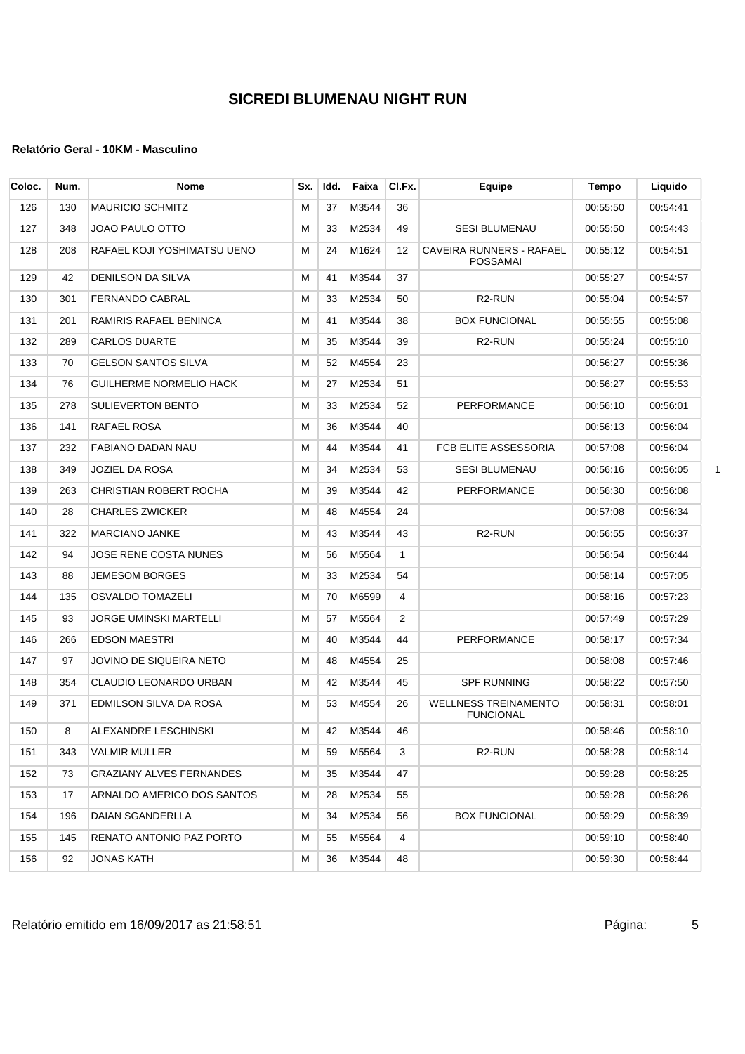# SICREDI BLUMENAU NIGHT RUN

**Relatório Geral - 10KM - Masculino**

| Coloc. | Num. | Nome | Sx. | Idd. | Faixa | Cl.Fx. | Equipe | Tempo | Liquido |
|---|---|---|---|---|---|---|---|---|---|
| 126 | 130 | MAURICIO SCHMITZ | M | 37 | M3544 | 36 | | 00:55:50 | 00:54:41 |
| 127 | 348 | JOAO PAULO OTTO | M | 33 | M2534 | 49 | SESI BLUMENAU | 00:55:50 | 00:54:43 |
| 128 | 208 | RAFAEL KOJI YOSHIMATSU UENO | M | 24 | M1624 | 12 | CAVEIRA RUNNERS - RAFAEL POSSAMAI | 00:55:12 | 00:54:51 |
| 129 | 42 | DENILSON DA SILVA | M | 41 | M3544 | 37 | | 00:55:27 | 00:54:57 |
| 130 | 301 | FERNANDO CABRAL | M | 33 | M2534 | 50 | R2-RUN | 00:55:04 | 00:54:57 |
| 131 | 201 | RAMIRIS RAFAEL BENINCA | M | 41 | M3544 | 38 | BOX FUNCIONAL | 00:55:55 | 00:55:08 |
| 132 | 289 | CARLOS DUARTE | M | 35 | M3544 | 39 | R2-RUN | 00:55:24 | 00:55:10 |
| 133 | 70 | GELSON SANTOS SILVA | M | 52 | M4554 | 23 | | 00:56:27 | 00:55:36 |
| 134 | 76 | GUILHERME NORMELIO HACK | M | 27 | M2534 | 51 | | 00:56:27 | 00:55:53 |
| 135 | 278 | SULIEVERTON BENTO | M | 33 | M2534 | 52 | PERFORMANCE | 00:56:10 | 00:56:01 |
| 136 | 141 | RAFAEL ROSA | M | 36 | M3544 | 40 | | 00:56:13 | 00:56:04 |
| 137 | 232 | FABIANO DADAN NAU | M | 44 | M3544 | 41 | FCB ELITE ASSESSORIA | 00:57:08 | 00:56:04 |
| 138 | 349 | JOZIEL DA ROSA | M | 34 | M2534 | 53 | SESI BLUMENAU | 00:56:16 | 00:56:05 |
| 139 | 263 | CHRISTIAN ROBERT ROCHA | M | 39 | M3544 | 42 | PERFORMANCE | 00:56:30 | 00:56:08 |
| 140 | 28 | CHARLES ZWICKER | M | 48 | M4554 | 24 | | 00:57:08 | 00:56:34 |
| 141 | 322 | MARCIANO JANKE | M | 43 | M3544 | 43 | R2-RUN | 00:56:55 | 00:56:37 |
| 142 | 94 | JOSE RENE COSTA NUNES | M | 56 | M5564 | 1 | | 00:56:54 | 00:56:44 |
| 143 | 88 | JEMESOM BORGES | M | 33 | M2534 | 54 | | 00:58:14 | 00:57:05 |
| 144 | 135 | OSVALDO TOMAZELI | M | 70 | M6599 | 4 | | 00:58:16 | 00:57:23 |
| 145 | 93 | JORGE UMINSKI MARTELLI | M | 57 | M5564 | 2 | | 00:57:49 | 00:57:29 |
| 146 | 266 | EDSON MAESTRI | M | 40 | M3544 | 44 | PERFORMANCE | 00:58:17 | 00:57:34 |
| 147 | 97 | JOVINO DE SIQUEIRA NETO | M | 48 | M4554 | 25 | | 00:58:08 | 00:57:46 |
| 148 | 354 | CLAUDIO LEONARDO URBAN | M | 42 | M3544 | 45 | SPF RUNNING | 00:58:22 | 00:57:50 |
| 149 | 371 | EDMILSON SILVA DA ROSA | M | 53 | M4554 | 26 | WELLNESS TREINAMENTO FUNCIONAL | 00:58:31 | 00:58:01 |
| 150 | 8 | ALEXANDRE LESCHINSKI | M | 42 | M3544 | 46 | | 00:58:46 | 00:58:10 |
| 151 | 343 | VALMIR MULLER | M | 59 | M5564 | 3 | R2-RUN | 00:58:28 | 00:58:14 |
| 152 | 73 | GRAZIANY ALVES FERNANDES | M | 35 | M3544 | 47 | | 00:59:28 | 00:58:25 |
| 153 | 17 | ARNALDO AMERICO DOS SANTOS | M | 28 | M2534 | 55 | | 00:59:28 | 00:58:26 |
| 154 | 196 | DAIAN SGANDERLLA | M | 34 | M2534 | 56 | BOX FUNCIONAL | 00:59:29 | 00:58:39 |
| 155 | 145 | RENATO ANTONIO PAZ PORTO | M | 55 | M5564 | 4 | | 00:59:10 | 00:58:40 |
| 156 | 92 | JONAS KATH | M | 36 | M3544 | 48 | | 00:59:30 | 00:58:44 |

Relatório emitido em 16/09/2017 as 21:58:51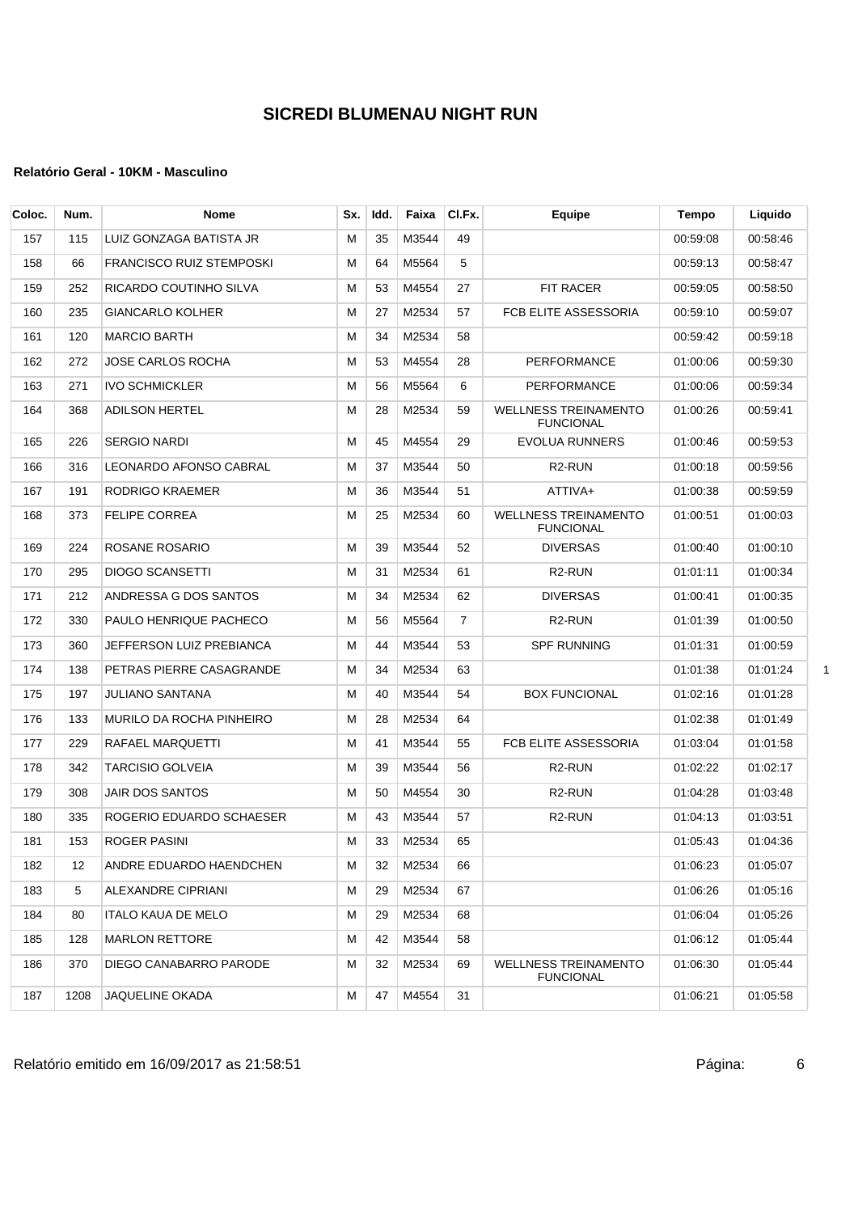# SICREDI BLUMENAU NIGHT RUN

**Relatório Geral - 10KM - Masculino**

| Coloc. | Num. | Nome | Sx. | Idd. | Faixa | Cl.Fx. | Equipe | Tempo | Liquido |
|---|---|---|---|---|---|---|---|---|---|
| 157 | 115 | LUIZ GONZAGA BATISTA JR | M | 35 | M3544 | 49 | | 00:59:08 | 00:58:46 |
| 158 | 66 | FRANCISCO RUIZ STEMPOSKI | M | 64 | M5564 | 5 | | 00:59:13 | 00:58:47 |
| 159 | 252 | RICARDO COUTINHO SILVA | M | 53 | M4554 | 27 | FIT RACER | 00:59:05 | 00:58:50 |
| 160 | 235 | GIANCARLO KOLHER | M | 27 | M2534 | 57 | FCB ELITE ASSESSORIA | 00:59:10 | 00:59:07 |
| 161 | 120 | MARCIO BARTH | M | 34 | M2534 | 58 | | 00:59:42 | 00:59:18 |
| 162 | 272 | JOSE CARLOS ROCHA | M | 53 | M4554 | 28 | PERFORMANCE | 01:00:06 | 00:59:30 |
| 163 | 271 | IVO SCHMICKLER | M | 56 | M5564 | 6 | PERFORMANCE | 01:00:06 | 00:59:34 |
| 164 | 368 | ADILSON HERTEL | M | 28 | M2534 | 59 | WELLNESS TREINAMENTO FUNCIONAL | 01:00:26 | 00:59:41 |
| 165 | 226 | SERGIO NARDI | M | 45 | M4554 | 29 | EVOLUA RUNNERS | 01:00:46 | 00:59:53 |
| 166 | 316 | LEONARDO AFONSO CABRAL | M | 37 | M3544 | 50 | R2-RUN | 01:00:18 | 00:59:56 |
| 167 | 191 | RODRIGO KRAEMER | M | 36 | M3544 | 51 | ATTIVA+ | 01:00:38 | 00:59:59 |
| 168 | 373 | FELIPE CORREA | M | 25 | M2534 | 60 | WELLNESS TREINAMENTO FUNCIONAL | 01:00:51 | 01:00:03 |
| 169 | 224 | ROSANE ROSARIO | M | 39 | M3544 | 52 | DIVERSAS | 01:00:40 | 01:00:10 |
| 170 | 295 | DIOGO SCANSETTI | M | 31 | M2534 | 61 | R2-RUN | 01:01:11 | 01:00:34 |
| 171 | 212 | ANDRESSA G DOS SANTOS | M | 34 | M2534 | 62 | DIVERSAS | 01:00:41 | 01:00:35 |
| 172 | 330 | PAULO HENRIQUE PACHECO | M | 56 | M5564 | 7 | R2-RUN | 01:01:39 | 01:00:50 |
| 173 | 360 | JEFFERSON LUIZ PREBIANCA | M | 44 | M3544 | 53 | SPF RUNNING | 01:01:31 | 01:00:59 |
| 174 | 138 | PETRAS PIERRE CASAGRANDE | M | 34 | M2534 | 63 | | 01:01:38 | 01:01:24 |
| 175 | 197 | JULIANO SANTANA | M | 40 | M3544 | 54 | BOX FUNCIONAL | 01:02:16 | 01:01:28 |
| 176 | 133 | MURILO DA ROCHA PINHEIRO | M | 28 | M2534 | 64 | | 01:02:38 | 01:01:49 |
| 177 | 229 | RAFAEL MARQUETTI | M | 41 | M3544 | 55 | FCB ELITE ASSESSORIA | 01:03:04 | 01:01:58 |
| 178 | 342 | TARCISIO GOLVEIA | M | 39 | M3544 | 56 | R2-RUN | 01:02:22 | 01:02:17 |
| 179 | 308 | JAIR DOS SANTOS | M | 50 | M4554 | 30 | R2-RUN | 01:04:28 | 01:03:48 |
| 180 | 335 | ROGERIO EDUARDO SCHAESER | M | 43 | M3544 | 57 | R2-RUN | 01:04:13 | 01:03:51 |
| 181 | 153 | ROGER PASINI | M | 33 | M2534 | 65 | | 01:05:43 | 01:04:36 |
| 182 | 12 | ANDRE EDUARDO HAENDCHEN | M | 32 | M2534 | 66 | | 01:06:23 | 01:05:07 |
| 183 | 5 | ALEXANDRE CIPRIANI | M | 29 | M2534 | 67 | | 01:06:26 | 01:05:16 |
| 184 | 80 | ITALO KAUA DE MELO | M | 29 | M2534 | 68 | | 01:06:04 | 01:05:26 |
| 185 | 128 | MARLON RETTORE | M | 42 | M3544 | 58 | | 01:06:12 | 01:05:44 |
| 186 | 370 | DIEGO CANABARRO PARODE | M | 32 | M2534 | 69 | WELLNESS TREINAMENTO FUNCIONAL | 01:06:30 | 01:05:44 |
| 187 | 1208 | JAQUELINE OKADA | M | 47 | M4554 | 31 | | 01:06:21 | 01:05:58 |

Relatório emitido em 16/09/2017 as 21:58:51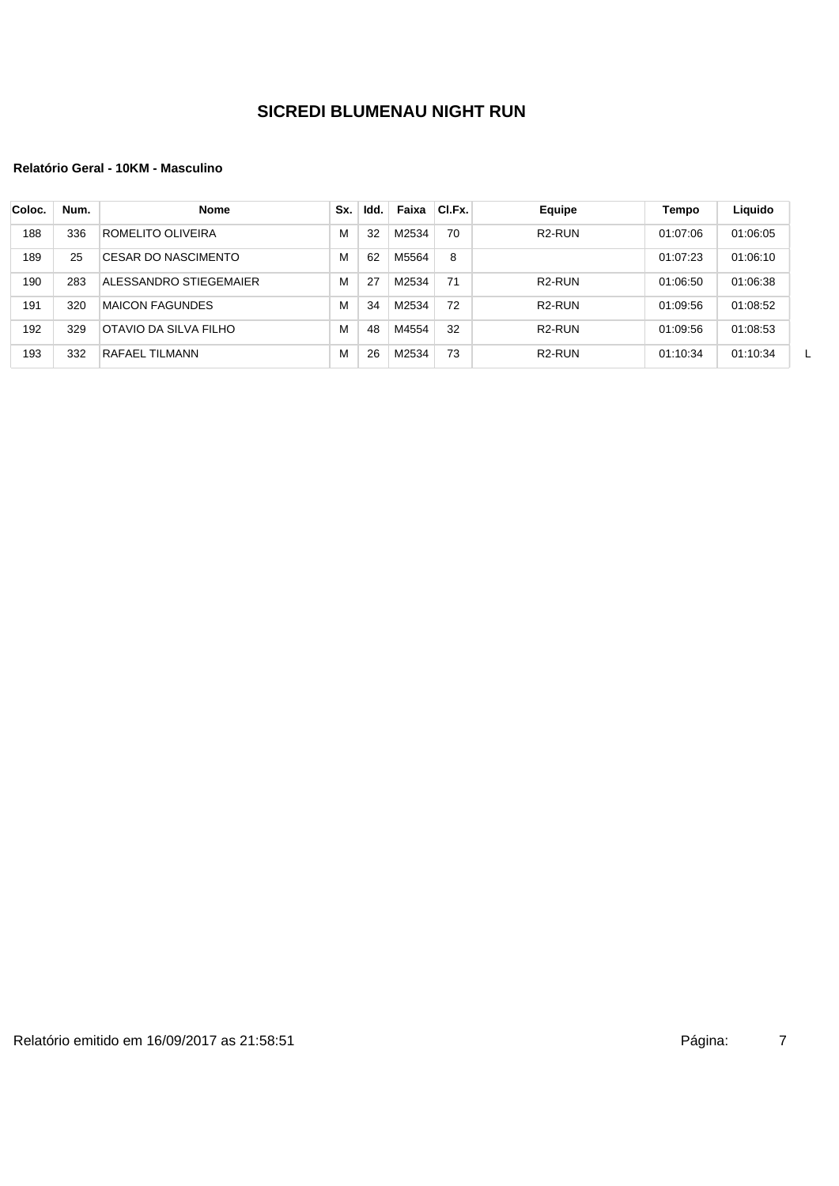# SICREDI BLUMENAU NIGHT RUN

**Relatório Geral - 10KM - Masculino**

| Coloc. | Num. | Nome | Sx. | Idd. | Faixa | Cl.Fx. | Equipe | Tempo | Liquido | |
|---|---|---|---|---|---|---|---|---|---|---|
| 188 | 336 | ROMELITO OLIVEIRA | M | 32 | M2534 | 70 | R2-RUN | 01:07:06 | 01:06:05 | |
| 189 | 25 | CESAR DO NASCIMENTO | M | 62 | M5564 | 8 | | 01:07:23 | 01:06:10 | |
| 190 | 283 | ALESSANDRO STIEGEMAIER | M | 27 | M2534 | 71 | R2-RUN | 01:06:50 | 01:06:38 | |
| 191 | 320 | MAICON FAGUNDES | M | 34 | M2534 | 72 | R2-RUN | 01:09:56 | 01:08:52 | |
| 192 | 329 | OTAVIO DA SILVA FILHO | M | 48 | M4554 | 32 | R2-RUN | 01:09:56 | 01:08:53 | |
| 193 | 332 | RAFAEL TILMANN | M | 26 | M2534 | 73 | R2-RUN | 01:10:34 | 01:10:34 | L |

Relatório emitido em 16/09/2017 as 21:58:51